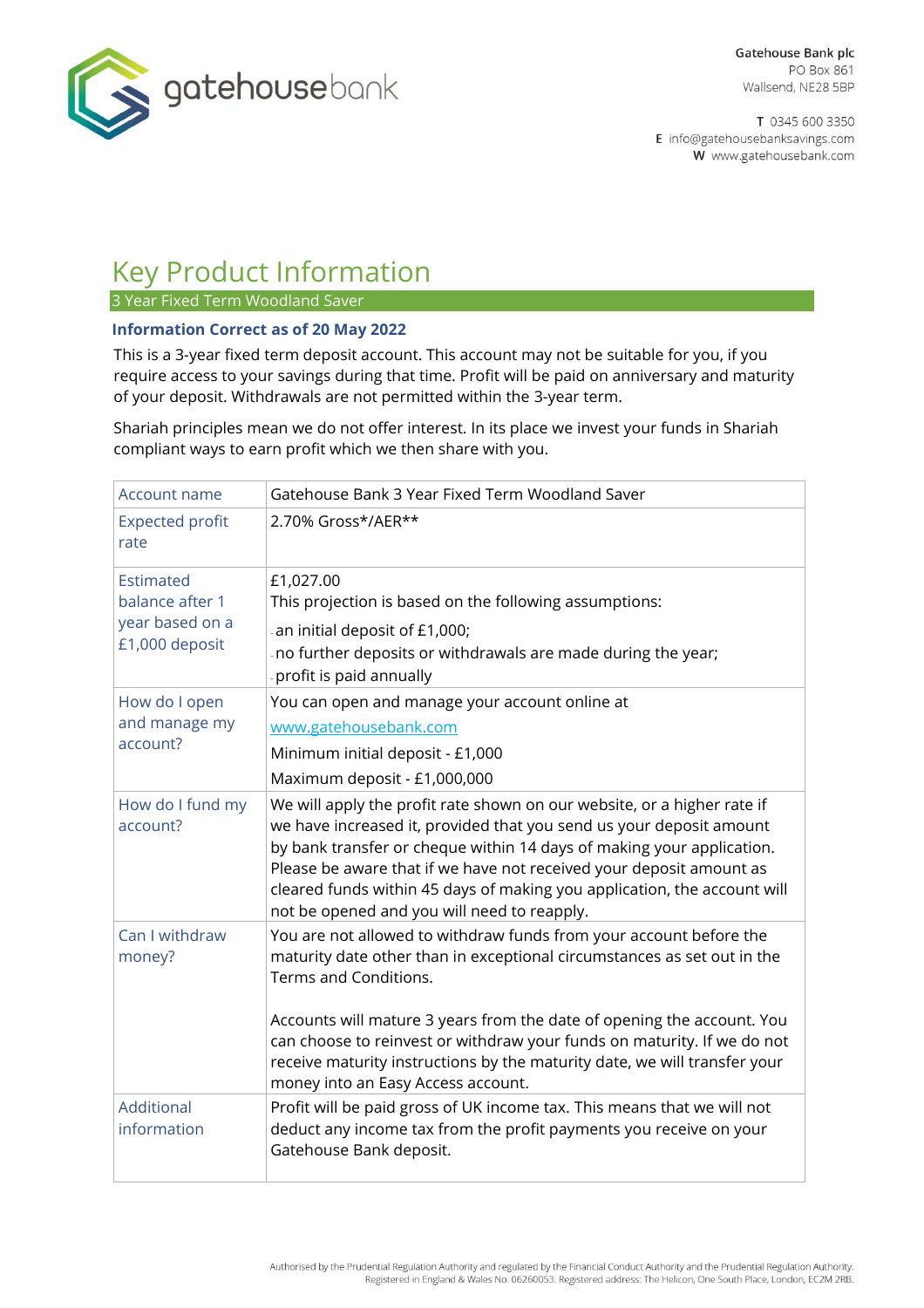Gatehouse Bank plc
PO Box 861
Wallsend, NE28 5BP

T 0345 600 3350
E info@gatehousebanksavings.com
W www.gatehousebank.com

# Key Product Information

## 3 Year Fixed Term Woodland Saver

**Information Correct as of 20 May 2022**

This is a 3-year fixed term deposit account. This account may not be suitable for you, if you require access to your savings during that time. Profit will be paid on anniversary and maturity of your deposit. Withdrawals are not permitted within the 3-year term.

Shariah principles mean we do not offer interest. In its place we invest your funds in Shariah compliant ways to earn profit which we then share with you.

| | |
|---|---|
| Account name | Gatehouse Bank 3 Year Fixed Term Woodland Saver |
| Expected profit rate | 2.70% Gross*/AER** |
| Estimated balance after 1 year based on a £1,000 deposit | £1,027.00<br>This projection is based on the following assumptions:<br>- an initial deposit of £1,000;<br>- no further deposits or withdrawals are made during the year;<br>- profit is paid annually |
| How do I open and manage my account? | You can open and manage your account online at www.gatehousebank.com<br>Minimum initial deposit - £1,000<br>Maximum deposit - £1,000,000 |
| How do I fund my account? | We will apply the profit rate shown on our website, or a higher rate if we have increased it, provided that you send us your deposit amount by bank transfer or cheque within 14 days of making your application. Please be aware that if we have not received your deposit amount as cleared funds within 45 days of making you application, the account will not be opened and you will need to reapply. |
| Can I withdraw money? | You are not allowed to withdraw funds from your account before the maturity date other than in exceptional circumstances as set out in the Terms and Conditions.<br><br>Accounts will mature 3 years from the date of opening the account. You can choose to reinvest or withdraw your funds on maturity. If we do not receive maturity instructions by the maturity date, we will transfer your money into an Easy Access account. |
| Additional information | Profit will be paid gross of UK income tax. This means that we will not deduct any income tax from the profit payments you receive on your Gatehouse Bank deposit. |

Authorised by the Prudential Regulation Authority and regulated by the Financial Conduct Authority and the Prudential Regulation Authority.
Registered in England & Wales No. 06260053. Registered address: The Helicon, One South Place, London, EC2M 2RB.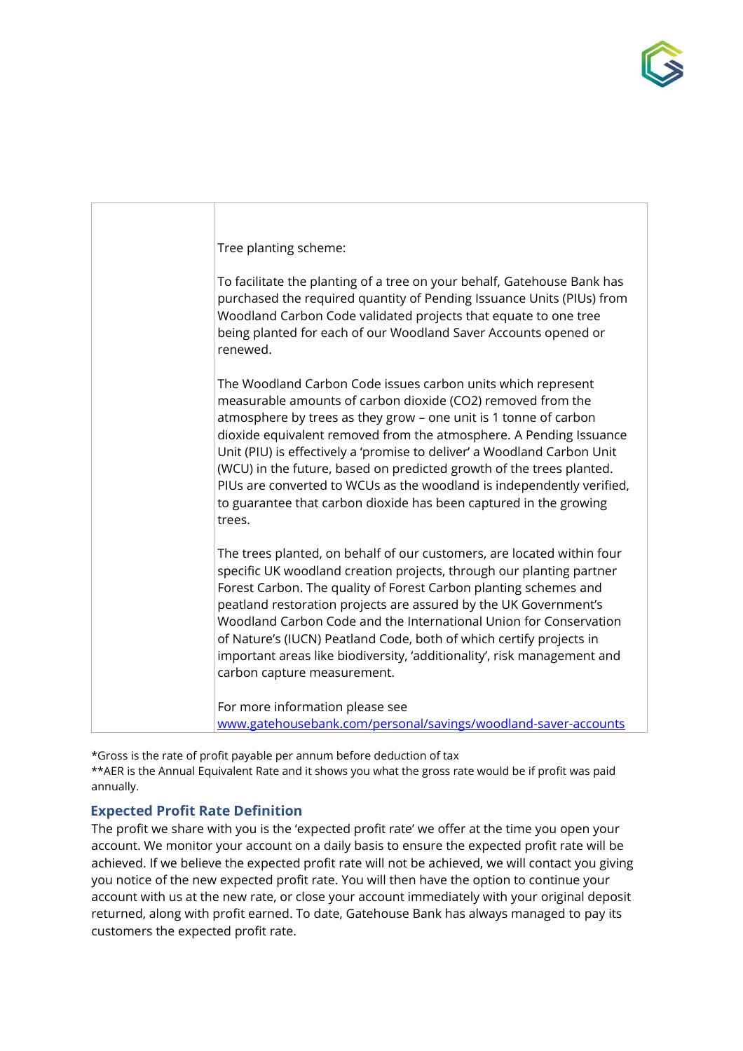| | |
|---|---|
| | Tree planting scheme:<br><br>To facilitate the planting of a tree on your behalf, Gatehouse Bank has purchased the required quantity of Pending Issuance Units (PIUs) from Woodland Carbon Code validated projects that equate to one tree being planted for each of our Woodland Saver Accounts opened or renewed.<br><br>The Woodland Carbon Code issues carbon units which represent measurable amounts of carbon dioxide ($CO_2$) removed from the atmosphere by trees as they grow – one unit is 1 tonne of carbon dioxide equivalent removed from the atmosphere. A Pending Issuance Unit (PIU) is effectively a 'promise to deliver' a Woodland Carbon Unit (WCU) in the future, based on predicted growth of the trees planted. PIUs are converted to WCUs as the woodland is independently verified, to guarantee that carbon dioxide has been captured in the growing trees.<br><br>The trees planted, on behalf of our customers, are located within four specific UK woodland creation projects, through our planting partner Forest Carbon. The quality of Forest Carbon planting schemes and peatland restoration projects are assured by the UK Government's Woodland Carbon Code and the International Union for Conservation of Nature's (IUCN) Peatland Code, both of which certify projects in important areas like biodiversity, 'additionality', risk management and carbon capture measurement.<br><br>For more information please see [www.gatehousebank.com/personal/savings/woodland-saver-accounts](http://www.gatehousebank.com/personal/savings/woodland-saver-accounts) |

*Gross is the rate of profit payable per annum before deduction of tax
**AER is the Annual Equivalent Rate and it shows you what the gross rate would be if profit was paid annually.

## Expected Profit Rate Definition

The profit we share with you is the 'expected profit rate' we offer at the time you open your account. We monitor your account on a daily basis to ensure the expected profit rate will be achieved. If we believe the expected profit rate will not be achieved, we will contact you giving you notice of the new expected profit rate. You will then have the option to continue your account with us at the new rate, or close your account immediately with your original deposit returned, along with profit earned. To date, Gatehouse Bank has always managed to pay its customers the expected profit rate.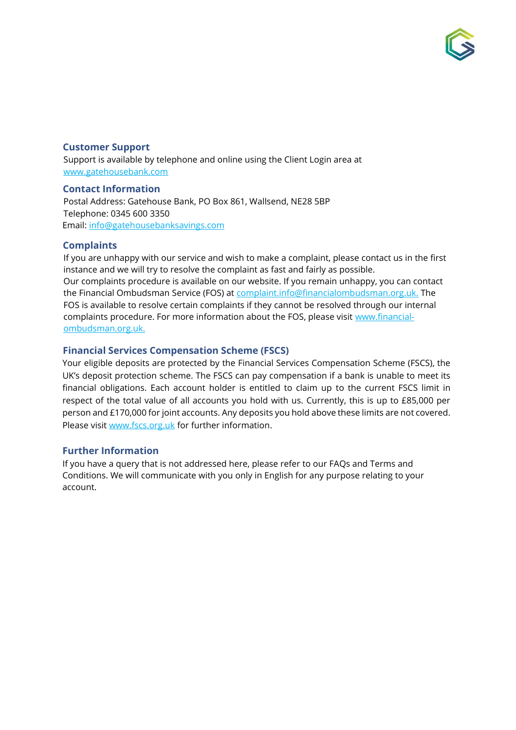## Customer Support

Support is available by telephone and online using the Client Login area at www.gatehousebank.com

## Contact Information

Postal Address: Gatehouse Bank, PO Box 861, Wallsend, NE28 5BP
Telephone: 0345 600 3350
Email: info@gatehousebanksavings.com

## Complaints

If you are unhappy with our service and wish to make a complaint, please contact us in the first instance and we will try to resolve the complaint as fast and fairly as possible.
Our complaints procedure is available on our website. If you remain unhappy, you can contact the Financial Ombudsman Service (FOS) at complaint.info@financialombudsman.org.uk. The FOS is available to resolve certain complaints if they cannot be resolved through our internal complaints procedure. For more information about the FOS, please visit www.financial-ombudsman.org.uk.

## Financial Services Compensation Scheme (FSCS)

Your eligible deposits are protected by the Financial Services Compensation Scheme (FSCS), the UK's deposit protection scheme. The FSCS can pay compensation if a bank is unable to meet its financial obligations. Each account holder is entitled to claim up to the current FSCS limit in respect of the total value of all accounts you hold with us. Currently, this is up to £85,000 per person and £170,000 for joint accounts. Any deposits you hold above these limits are not covered. Please visit www.fscs.org.uk for further information.

## Further Information

If you have a query that is not addressed here, please refer to our FAQs and Terms and Conditions. We will communicate with you only in English for any purpose relating to your account.